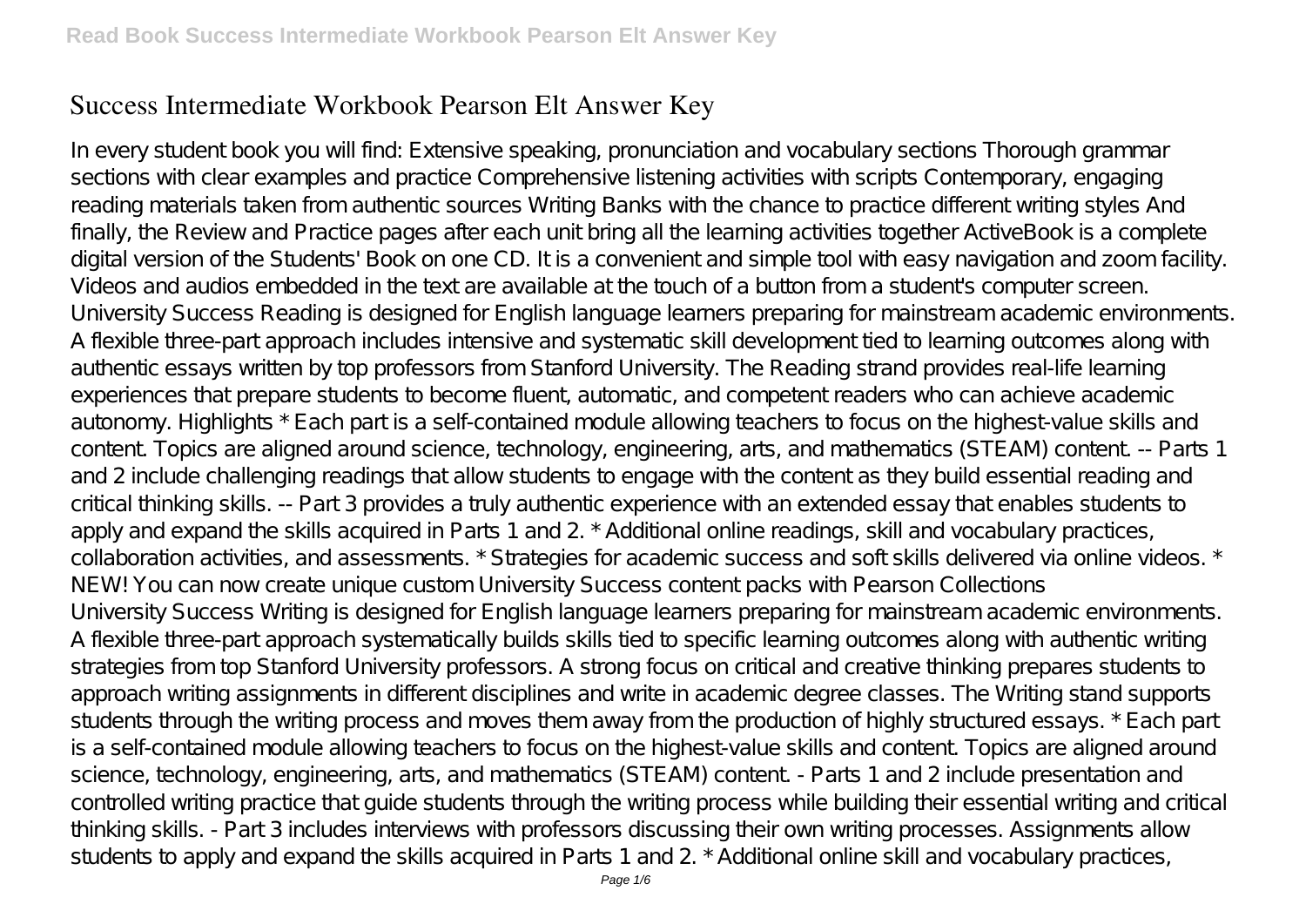# Success Intermediate Workbook Pearson Elt Answer Key

In every student book you will find: Extensive speaking, pronunciation and vocabulary sections Thorough grammar sections with clear examples and practice Comprehensive listening activities with scripts Contemporary, engaging reading materials taken from authentic sources Writing Banks with the chance to practice different writing styles And finally, the Review and Practice pages after each unit bring all the learning activities together ActiveBook is a complete digital version of the Students' Book on one CD. It is a convenient and simple tool with easy navigation and zoom facility. Videos and audios embedded in the text are available at the touch of a button from a student's computer screen.

University Success Reading is designed for English language learners preparing for mainstream academic environments. A flexible three-part approach includes intensive and systematic skill development tied to learning outcomes along with authentic essays written by top professors from Stanford University. The Reading strand provides real-life learning experiences that prepare students to become fluent, automatic, and competent readers who can achieve academic autonomy. Highlights * Each part is a self-contained module allowing teachers to focus on the highest-value skills and content. Topics are aligned around science, technology, engineering, arts, and mathematics (STEAM) content. -- Parts 1 and 2 include challenging readings that allow students to engage with the content as they build essential reading and critical thinking skills. -- Part 3 provides a truly authentic experience with an extended essay that enables students to apply and expand the skills acquired in Parts 1 and 2. * Additional online readings, skill and vocabulary practices, collaboration activities, and assessments. * Strategies for academic success and soft skills delivered via online videos. * NEW! You can now create unique custom University Success content packs with Pearson Collections

University Success Writing is designed for English language learners preparing for mainstream academic environments. A flexible three-part approach systematically builds skills tied to specific learning outcomes along with authentic writing strategies from top Stanford University professors. A strong focus on critical and creative thinking prepares students to approach writing assignments in different disciplines and write in academic degree classes. The Writing stand supports students through the writing process and moves them away from the production of highly structured essays. * Each part is a self-contained module allowing teachers to focus on the highest-value skills and content. Topics are aligned around science, technology, engineering, arts, and mathematics (STEAM) content. - Parts 1 and 2 include presentation and controlled writing practice that guide students through the writing process while building their essential writing and critical thinking skills. - Part 3 includes interviews with professors discussing their own writing processes. Assignments allow students to apply and expand the skills acquired in Parts 1 and 2. * Additional online skill and vocabulary practices,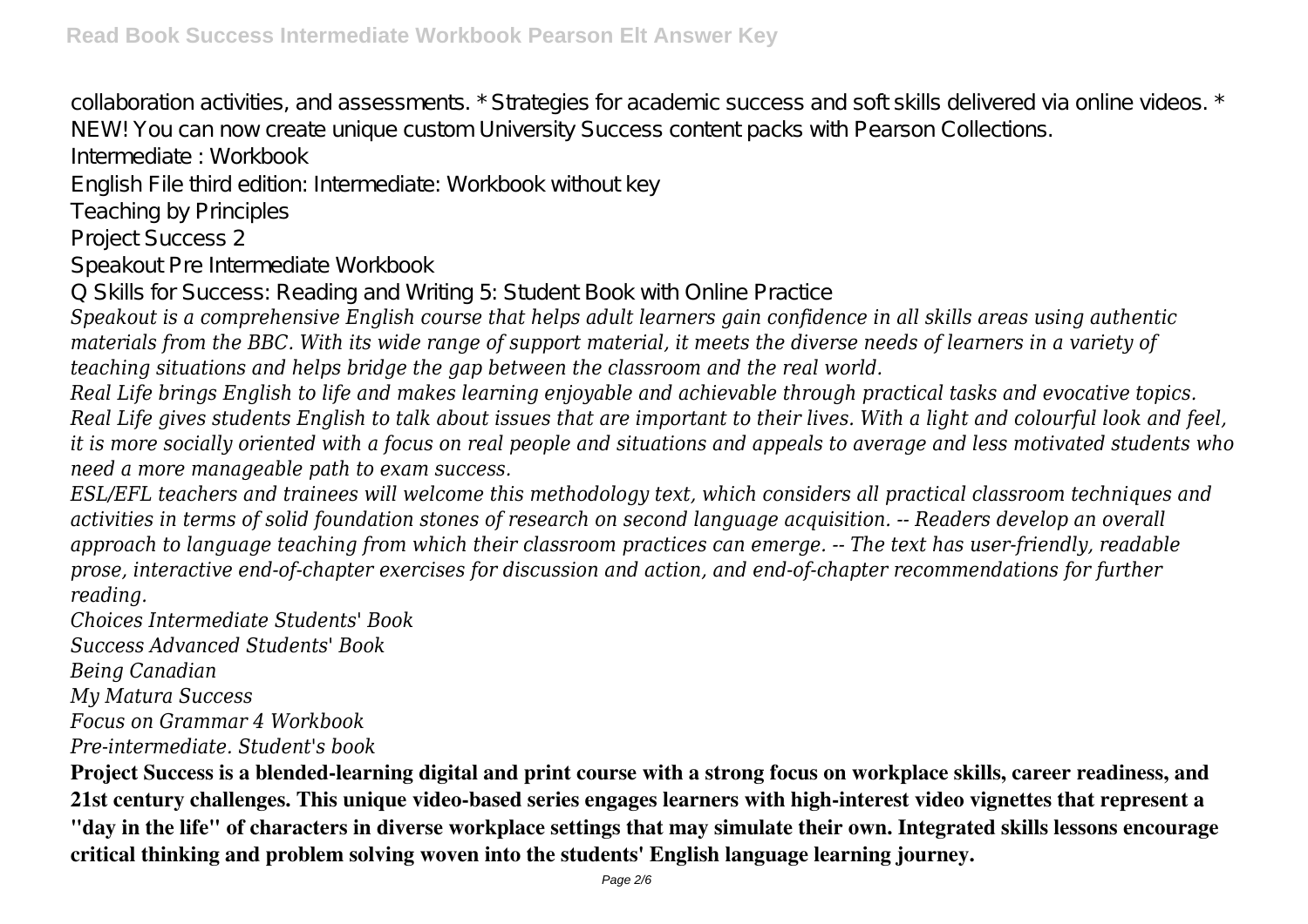collaboration activities, and assessments. * Strategies for academic success and soft skills delivered via online videos. * NEW! You can now create unique custom University Success content packs with Pearson Collections.

Intermediate : Workbook

English File third edition: Intermediate: Workbook without key

Teaching by Principles

Project Success 2

Speakout Pre Intermediate Workbook

Q Skills for Success: Reading and Writing 5: Student Book with Online Practice

*Speakout is a comprehensive English course that helps adult learners gain confidence in all skills areas using authentic materials from the BBC. With its wide range of support material, it meets the diverse needs of learners in a variety of teaching situations and helps bridge the gap between the classroom and the real world.*

*Real Life brings English to life and makes learning enjoyable and achievable through practical tasks and evocative topics. Real Life gives students English to talk about issues that are important to their lives. With a light and colourful look and feel, it is more socially oriented with a focus on real people and situations and appeals to average and less motivated students who need a more manageable path to exam success.*

*ESL/EFL teachers and trainees will welcome this methodology text, which considers all practical classroom techniques and activities in terms of solid foundation stones of research on second language acquisition. -- Readers develop an overall approach to language teaching from which their classroom practices can emerge. -- The text has user-friendly, readable prose, interactive end-of-chapter exercises for discussion and action, and end-of-chapter recommendations for further reading.*

*Choices Intermediate Students' Book*

*Success Advanced Students' Book*

*Being Canadian*

*My Matura Success*

*Focus on Grammar 4 Workbook*

*Pre-intermediate. Student's book*

**Project Success is a blended-learning digital and print course with a strong focus on workplace skills, career readiness, and 21st century challenges. This unique video-based series engages learners with high-interest video vignettes that represent a "day in the life" of characters in diverse workplace settings that may simulate their own. Integrated skills lessons encourage critical thinking and problem solving woven into the students' English language learning journey.**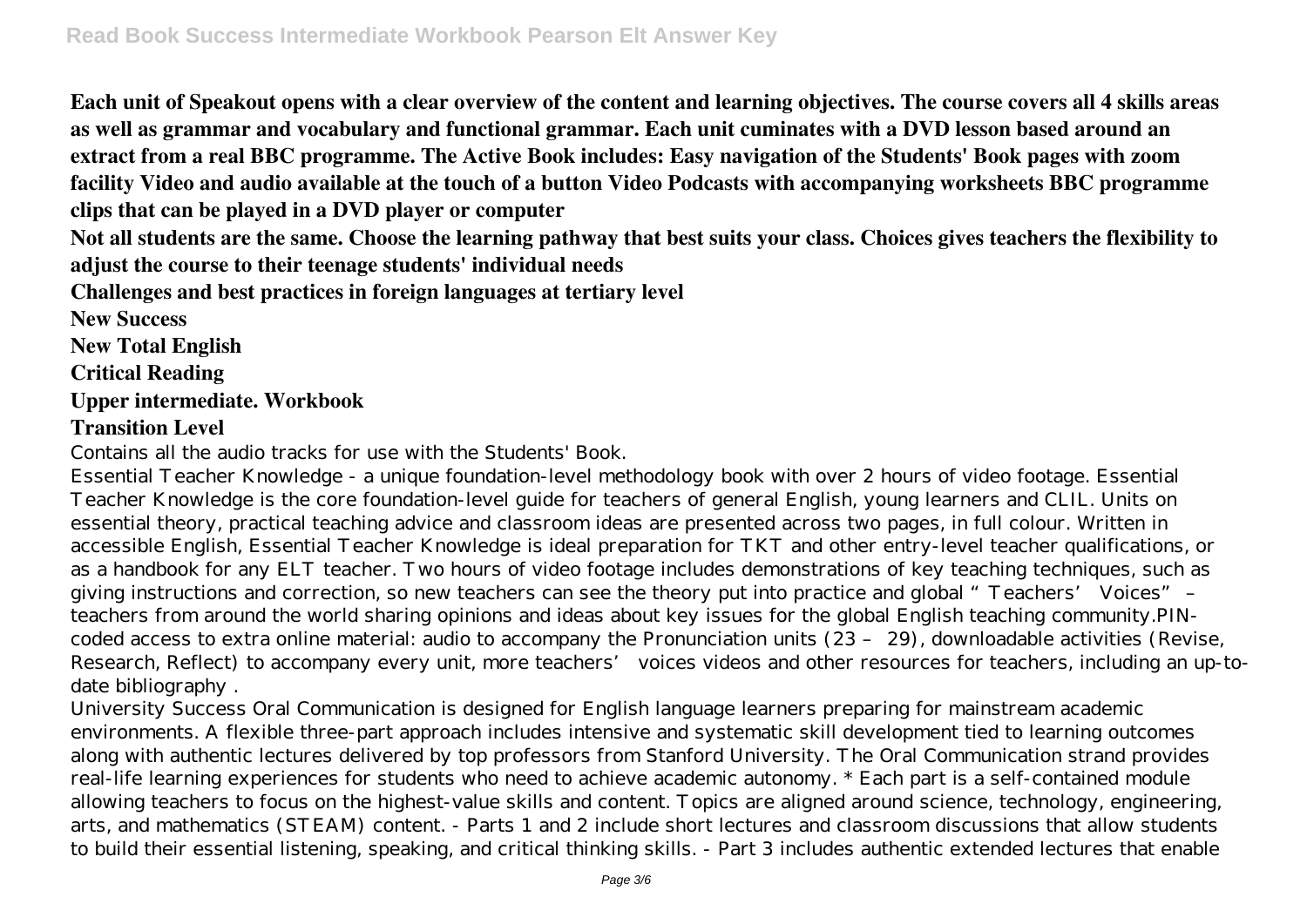**Each unit of Speakout opens with a clear overview of the content and learning objectives. The course covers all 4 skills areas as well as grammar and vocabulary and functional grammar. Each unit cuminates with a DVD lesson based around an extract from a real BBC programme. The Active Book includes: Easy navigation of the Students' Book pages with zoom facility Video and audio available at the touch of a button Video Podcasts with accompanying worksheets BBC programme clips that can be played in a DVD player or computer**

**Not all students are the same. Choose the learning pathway that best suits your class. Choices gives teachers the flexibility to adjust the course to their teenage students' individual needs**

**Challenges and best practices in foreign languages at tertiary level**

**New Success**

**New Total English**

**Critical Reading**

**Upper intermediate. Workbook**

**Transition Level**

Contains all the audio tracks for use with the Students' Book.

Essential Teacher Knowledge - a unique foundation-level methodology book with over 2 hours of video footage. Essential Teacher Knowledge is the core foundation-level guide for teachers of general English, young learners and CLIL. Units on essential theory, practical teaching advice and classroom ideas are presented across two pages, in full colour. Written in accessible English, Essential Teacher Knowledge is ideal preparation for TKT and other entry-level teacher qualifications, or as a handbook for any ELT teacher. Two hours of video footage includes demonstrations of key teaching techniques, such as giving instructions and correction, so new teachers can see the theory put into practice and global "Teachers' Voices" – teachers from around the world sharing opinions and ideas about key issues for the global English teaching community.PIN-coded access to extra online material: audio to accompany the Pronunciation units (23 – 29), downloadable activities (Revise, Research, Reflect) to accompany every unit, more teachers' voices videos and other resources for teachers, including an up-to-date bibliography .

University Success Oral Communication is designed for English language learners preparing for mainstream academic environments. A flexible three-part approach includes intensive and systematic skill development tied to learning outcomes along with authentic lectures delivered by top professors from Stanford University. The Oral Communication strand provides real-life learning experiences for students who need to achieve academic autonomy. * Each part is a self-contained module allowing teachers to focus on the highest-value skills and content. Topics are aligned around science, technology, engineering, arts, and mathematics (STEAM) content. - Parts 1 and 2 include short lectures and classroom discussions that allow students to build their essential listening, speaking, and critical thinking skills. - Part 3 includes authentic extended lectures that enable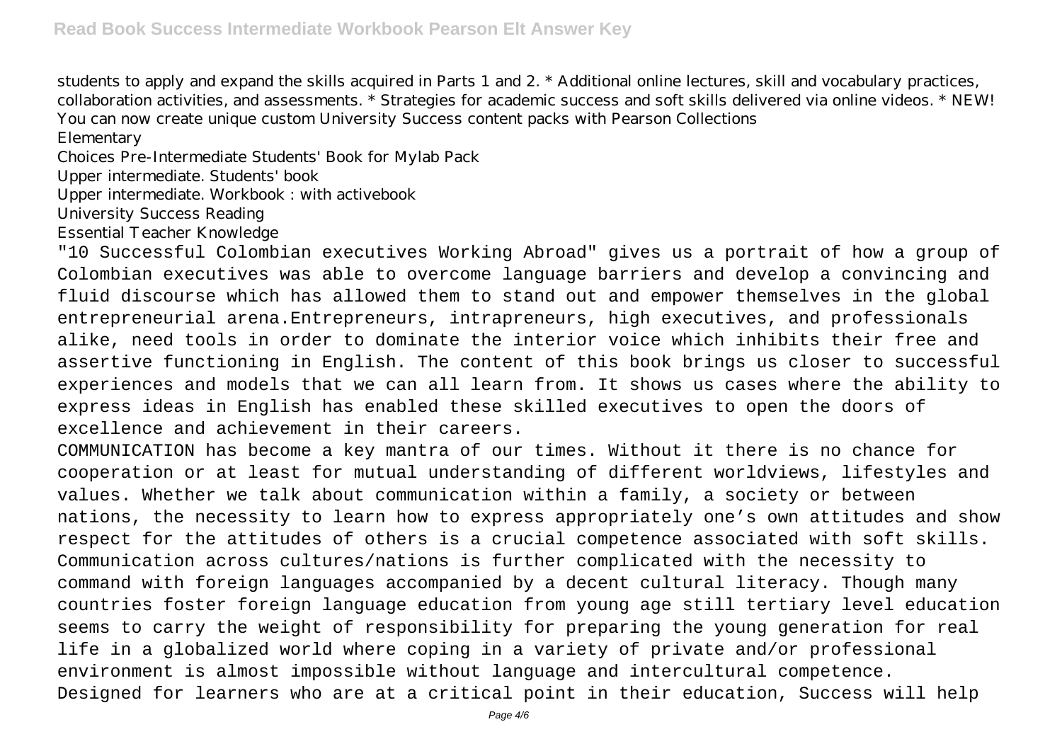students to apply and expand the skills acquired in Parts 1 and 2. * Additional online lectures, skill and vocabulary practices, collaboration activities, and assessments. * Strategies for academic success and soft skills delivered via online videos. * NEW! You can now create unique custom University Success content packs with Pearson Collections

Elementary

Choices Pre-Intermediate Students' Book for Mylab Pack

Upper intermediate. Students' book

Upper intermediate. Workbook : with activebook

University Success Reading

Essential Teacher Knowledge

"10 Successful Colombian executives Working Abroad" gives us a portrait of how a group of Colombian executives was able to overcome language barriers and develop a convincing and fluid discourse which has allowed them to stand out and empower themselves in the global entrepreneurial arena.Entrepreneurs, intrapreneurs, high executives, and professionals alike, need tools in order to dominate the interior voice which inhibits their free and assertive functioning in English. The content of this book brings us closer to successful experiences and models that we can all learn from. It shows us cases where the ability to express ideas in English has enabled these skilled executives to open the doors of excellence and achievement in their careers.

COMMUNICATION has become a key mantra of our times. Without it there is no chance for cooperation or at least for mutual understanding of different worldviews, lifestyles and values. Whether we talk about communication within a family, a society or between nations, the necessity to learn how to express appropriately one's own attitudes and show respect for the attitudes of others is a crucial competence associated with soft skills. Communication across cultures/nations is further complicated with the necessity to command with foreign languages accompanied by a decent cultural literacy. Though many countries foster foreign language education from young age still tertiary level education seems to carry the weight of responsibility for preparing the young generation for real life in a globalized world where coping in a variety of private and/or professional environment is almost impossible without language and intercultural competence.

Designed for learners who are at a critical point in their education, Success will help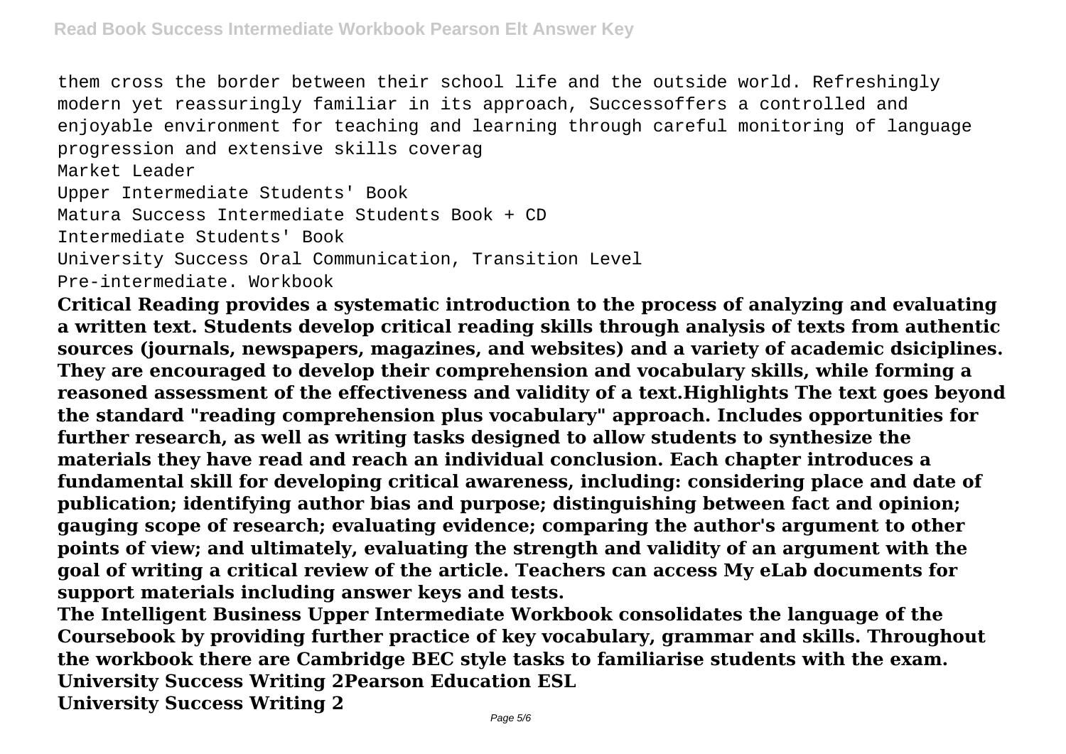them cross the border between their school life and the outside world. Refreshingly modern yet reassuringly familiar in its approach, Successoffers a controlled and enjoyable environment for teaching and learning through careful monitoring of language progression and extensive skills coverag

Market Leader

Upper Intermediate Students' Book

Matura Success Intermediate Students Book + CD

Intermediate Students' Book

University Success Oral Communication, Transition Level

Pre-intermediate. Workbook

**Critical Reading provides a systematic introduction to the process of analyzing and evaluating a written text. Students develop critical reading skills through analysis of texts from authentic sources (journals, newspapers, magazines, and websites) and a variety of academic dsiciplines. They are encouraged to develop their comprehension and vocabulary skills, while forming a reasoned assessment of the effectiveness and validity of a text.Highlights The text goes beyond the standard "reading comprehension plus vocabulary" approach. Includes opportunities for further research, as well as writing tasks designed to allow students to synthesize the materials they have read and reach an individual conclusion. Each chapter introduces a fundamental skill for developing critical awareness, including: considering place and date of publication; identifying author bias and purpose; distinguishing between fact and opinion; gauging scope of research; evaluating evidence; comparing the author's argument to other points of view; and ultimately, evaluating the strength and validity of an argument with the goal of writing a critical review of the article. Teachers can access My eLab documents for support materials including answer keys and tests.**

**The Intelligent Business Upper Intermediate Workbook consolidates the language of the Coursebook by providing further practice of key vocabulary, grammar and skills. Throughout the workbook there are Cambridge BEC style tasks to familiarise students with the exam.**

**University Success Writing 2Pearson Education ESL**

**University Success Writing 2**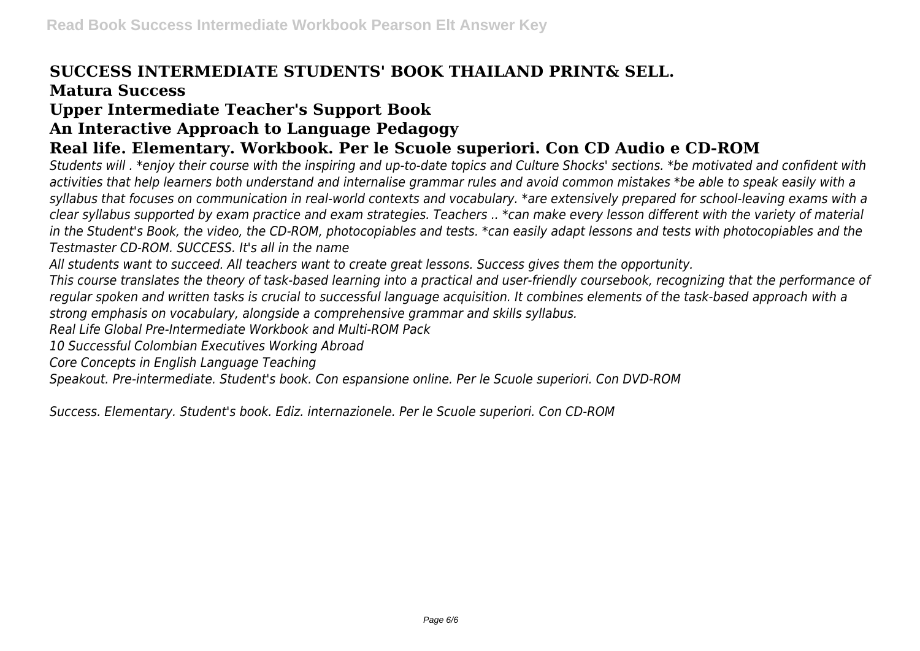**SUCCESS INTERMEDIATE STUDENTS' BOOK THAILAND PRINT& SELL.**

**Matura Success**

**Upper Intermediate Teacher's Support Book**

**An Interactive Approach to Language Pedagogy**

**Real life. Elementary. Workbook. Per le Scuole superiori. Con CD Audio e CD-ROM**

*Students will . *enjoy their course with the inspiring and up-to-date topics and Culture Shocks' sections. *be motivated and confident with activities that help learners both understand and internalise grammar rules and avoid common mistakes *be able to speak easily with a syllabus that focuses on communication in real-world contexts and vocabulary. *are extensively prepared for school-leaving exams with a clear syllabus supported by exam practice and exam strategies. Teachers .. *can make every lesson different with the variety of material in the Student's Book, the video, the CD-ROM, photocopiables and tests. *can easily adapt lessons and tests with photocopiables and the Testmaster CD-ROM. SUCCESS. It's all in the name*

*All students want to succeed. All teachers want to create great lessons. Success gives them the opportunity.*

*This course translates the theory of task-based learning into a practical and user-friendly coursebook, recognizing that the performance of regular spoken and written tasks is crucial to successful language acquisition. It combines elements of the task-based approach with a strong emphasis on vocabulary, alongside a comprehensive grammar and skills syllabus.*

*Real Life Global Pre-Intermediate Workbook and Multi-ROM Pack*

*10 Successful Colombian Executives Working Abroad*

*Core Concepts in English Language Teaching*

*Speakout. Pre-intermediate. Student's book. Con espansione online. Per le Scuole superiori. Con DVD-ROM*

*Success. Elementary. Student's book. Ediz. internazionele. Per le Scuole superiori. Con CD-ROM*